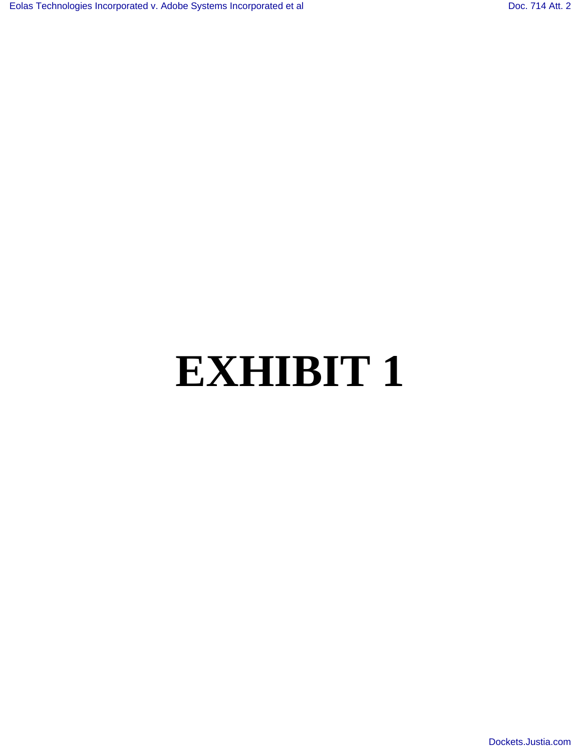# EXHIBIT 1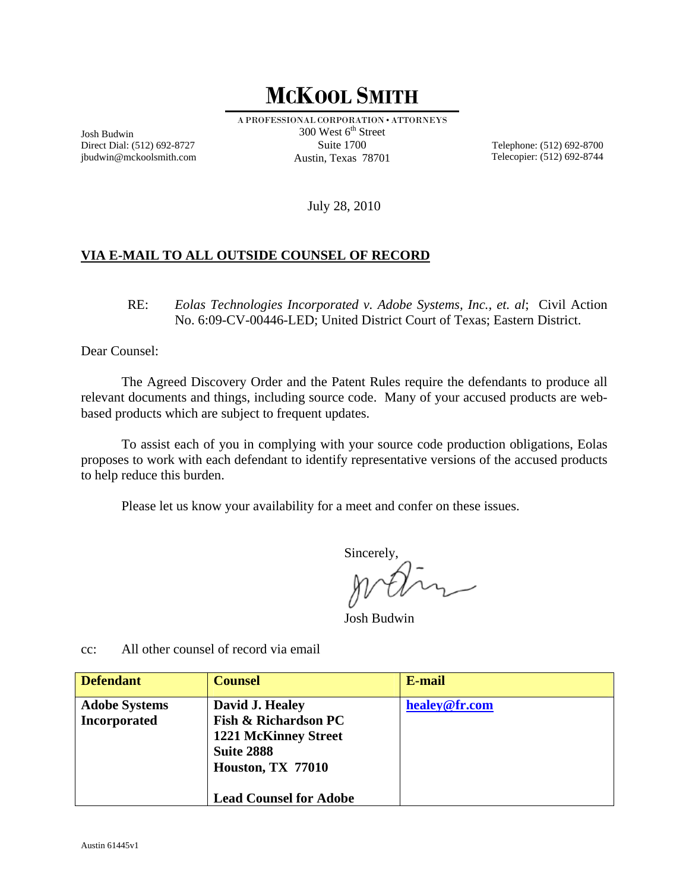# MCKOOL SMITH

A PROFESSIONAL CORPORATION • ATTORNEYS

Josh Budwin
Direct Dial: (512) 692-8727
jbudwin@mckoolsmith.com

300 West 6th Street
Suite 1700
Austin, Texas 78701

Telephone: (512) 692-8700
Telecopier: (512) 692-8744

July 28, 2010

**VIA E-MAIL TO ALL OUTSIDE COUNSEL OF RECORD**

RE: *Eolas Technologies Incorporated v. Adobe Systems, Inc., et. al*; Civil Action No. 6:09-CV-00446-LED; United District Court of Texas; Eastern District.

Dear Counsel:

The Agreed Discovery Order and the Patent Rules require the defendants to produce all relevant documents and things, including source code. Many of your accused products are web-based products which are subject to frequent updates.

To assist each of you in complying with your source code production obligations, Eolas proposes to work with each defendant to identify representative versions of the accused products to help reduce this burden.

Please let us know your availability for a meet and confer on these issues.

Sincerely,

Josh Budwin

cc: All other counsel of record via email

| Defendant | Counsel | E-mail |
|---|---|---|
| **Adobe Systems Incorporated** | **David J. Healey**<br>**Fish & Richardson PC**<br>**1221 McKinney Street**<br>**Suite 2888**<br>**Houston, TX 77010**<br><br>**Lead Counsel for Adobe** | **healey@fr.com** |

Austin 61445v1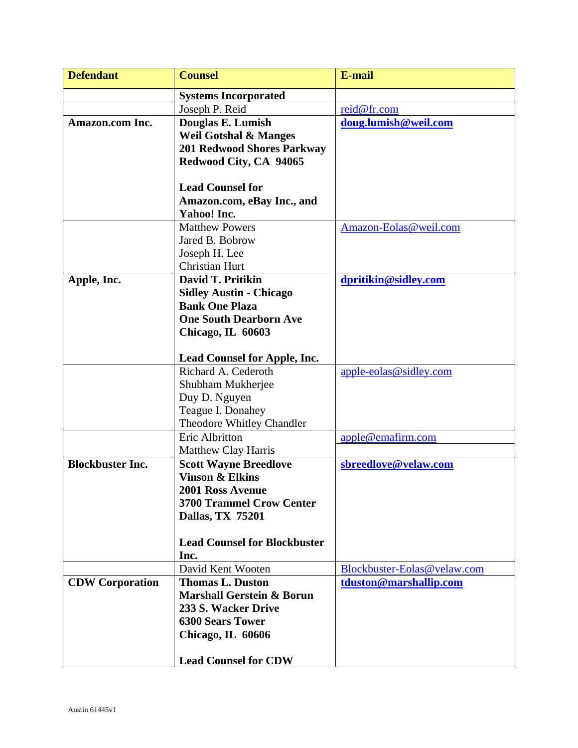| Defendant | Counsel | E-mail |
| --- | --- | --- |
| | **Systems Incorporated** | |
| | Joseph P. Reid | reid@fr.com |
| **Amazon.com Inc.** | **Douglas E. Lumish**<br>**Weil Gotshal & Manges**<br>**201 Redwood Shores Parkway**<br>**Redwood City, CA 94065**<br><br>**Lead Counsel for Amazon.com, eBay Inc., and Yahoo! Inc.** | **doug.lumish@weil.com** |
| | Matthew Powers<br>Jared B. Bobrow<br>Joseph H. Lee<br>Christian Hurt | Amazon-Eolas@weil.com |
| **Apple, Inc.** | **David T. Pritikin**<br>**Sidley Austin - Chicago**<br>**Bank One Plaza**<br>**One South Dearborn Ave**<br>**Chicago, IL 60603**<br><br>**Lead Counsel for Apple, Inc.** | **dpritikin@sidley.com** |
| | Richard A. Cederoth<br>Shubham Mukherjee<br>Duy D. Nguyen<br>Teague I. Donahey<br>Theodore Whitley Chandler | apple-eolas@sidley.com |
| | Eric Albritton<br>Matthew Clay Harris | apple@emafirm.com |
| **Blockbuster Inc.** | **Scott Wayne Breedlove**<br>**Vinson & Elkins**<br>**2001 Ross Avenue**<br>**3700 Trammel Crow Center**<br>**Dallas, TX 75201**<br><br>**Lead Counsel for Blockbuster Inc.** | **sbreedlove@velaw.com** |
| | David Kent Wooten | Blockbuster-Eolas@velaw.com |
| **CDW Corporation** | **Thomas L. Duston**<br>**Marshall Gerstein & Borun**<br>**233 S. Wacker Drive**<br>**6300 Sears Tower**<br>**Chicago, IL 60606**<br><br>**Lead Counsel for CDW** | **tduston@marshallip.com** |

Austin 61445v1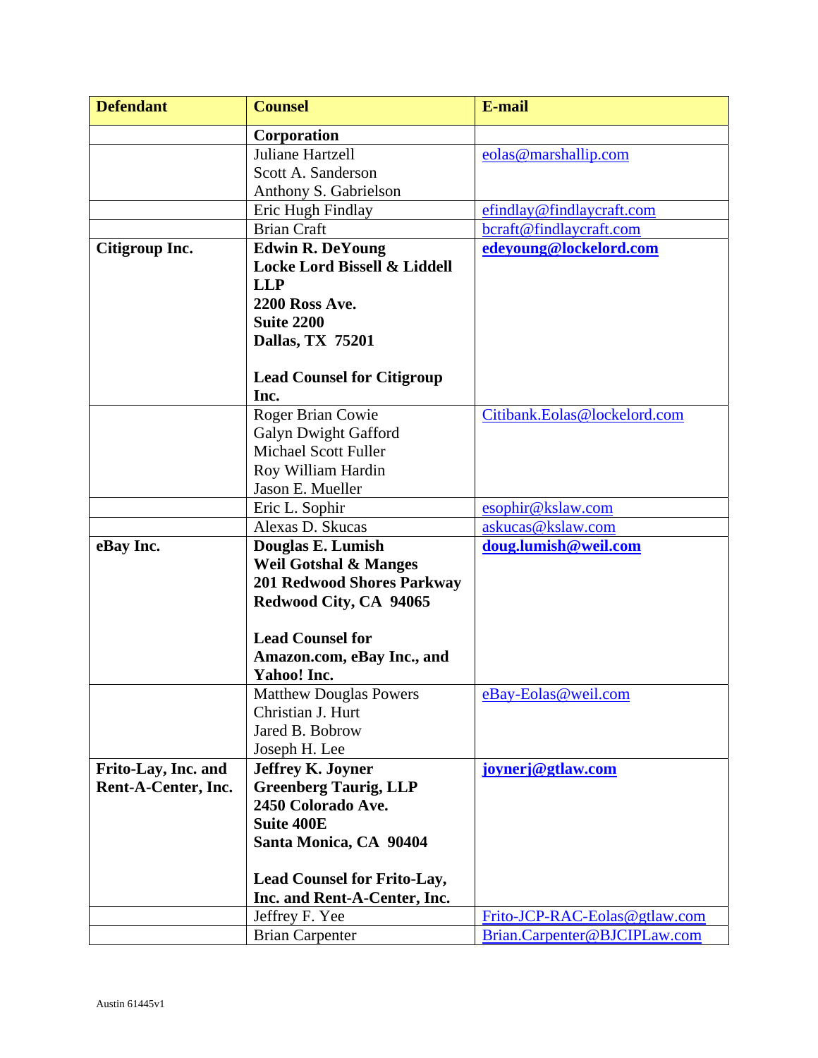| Defendant | Counsel | E-mail |
|---|---|---|
| | **Corporation** | |
| | Juliane Hartzell<br>Scott A. Sanderson<br>Anthony S. Gabrielson | eolas@marshallip.com |
| | Eric Hugh Findlay | efindlay@findlaycraft.com |
| | Brian Craft | bcraft@findlaycraft.com |
| **Citigroup Inc.** | **Edwin R. DeYoung**<br>**Locke Lord Bissell & Liddell LLP**<br>**2200 Ross Ave.**<br>**Suite 2200**<br>**Dallas, TX 75201**<br><br>**Lead Counsel for Citigroup Inc.** | **edeyoung@lockelord.com** |
| | Roger Brian Cowie<br>Galyn Dwight Gafford<br>Michael Scott Fuller<br>Roy William Hardin<br>Jason E. Mueller | Citibank.Eolas@lockelord.com |
| | Eric L. Sophir | esophir@kslaw.com |
| | Alexas D. Skucas | askucas@kslaw.com |
| **eBay Inc.** | **Douglas E. Lumish**<br>**Weil Gotshal & Manges**<br>**201 Redwood Shores Parkway**<br>**Redwood City, CA 94065**<br><br>**Lead Counsel for Amazon.com, eBay Inc., and Yahoo! Inc.** | **doug.lumish@weil.com** |
| | Matthew Douglas Powers<br>Christian J. Hurt<br>Jared B. Bobrow<br>Joseph H. Lee | eBay-Eolas@weil.com |
| **Frito-Lay, Inc. and Rent-A-Center, Inc.** | **Jeffrey K. Joyner**<br>**Greenberg Taurig, LLP**<br>**2450 Colorado Ave.**<br>**Suite 400E**<br>**Santa Monica, CA 90404**<br><br>**Lead Counsel for Frito-Lay, Inc. and Rent-A-Center, Inc.** | **joynerj@gtlaw.com** |
| | Jeffrey F. Yee | Frito-JCP-RAC-Eolas@gtlaw.com |
| | Brian Carpenter | Brian.Carpenter@BJCIPLaw.com |

Austin 61445v1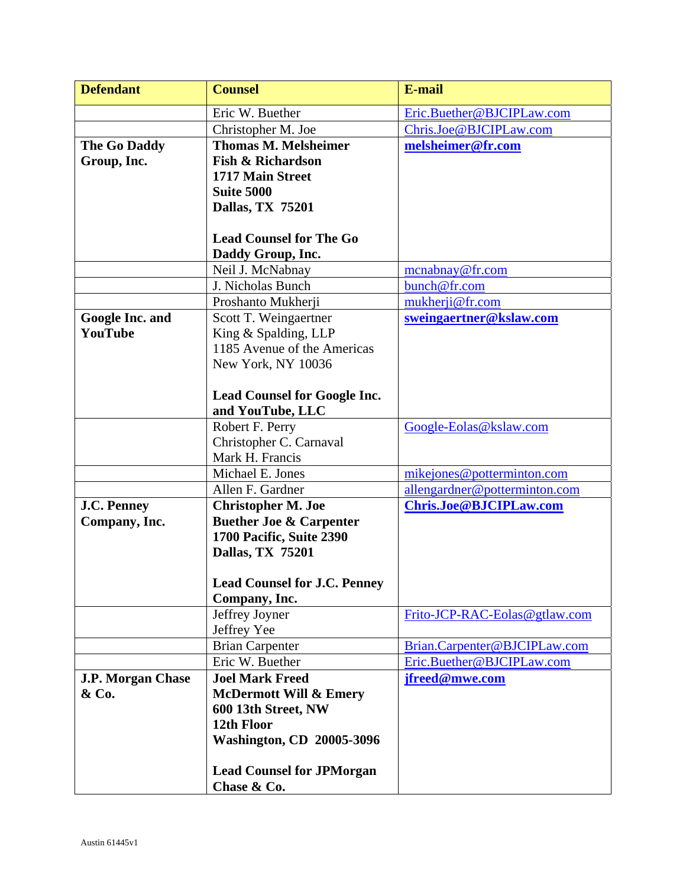| Defendant | Counsel | E-mail |
|---|---|---|
| | Eric W. Buether | Eric.Buether@BJCIPLaw.com |
| | Christopher M. Joe | Chris.Joe@BJCIPLaw.com |
| **The Go Daddy Group, Inc.** | **Thomas M. Melsheimer**<br>**Fish & Richardson**<br>**1717 Main Street**<br>**Suite 5000**<br>**Dallas, TX 75201**<br><br>**Lead Counsel for The Go Daddy Group, Inc.** | **melsheimer@fr.com** |
| | Neil J. McNabnay | mcnabnay@fr.com |
| | J. Nicholas Bunch | bunch@fr.com |
| | Proshanto Mukherji | mukherji@fr.com |
| **Google Inc. and YouTube** | Scott T. Weingaertner<br>King & Spalding, LLP<br>1185 Avenue of the Americas<br>New York, NY 10036<br><br>**Lead Counsel for Google Inc. and YouTube, LLC** | **sweingaertner@kslaw.com** |
| | Robert F. Perry<br>Christopher C. Carnaval<br>Mark H. Francis | Google-Eolas@kslaw.com |
| | Michael E. Jones | mikejones@potterminton.com |
| | Allen F. Gardner | allengardner@potterminton.com |
| **J.C. Penney Company, Inc.** | **Christopher M. Joe**<br>**Buether Joe & Carpenter**<br>**1700 Pacific, Suite 2390**<br>**Dallas, TX 75201**<br><br>**Lead Counsel for J.C. Penney Company, Inc.** | **Chris.Joe@BJCIPLaw.com** |
| | Jeffrey Joyner<br>Jeffrey Yee | Frito-JCP-RAC-Eolas@gtlaw.com |
| | Brian Carpenter | Brian.Carpenter@BJCIPLaw.com |
| | Eric W. Buether | Eric.Buether@BJCIPLaw.com |
| **J.P. Morgan Chase & Co.** | **Joel Mark Freed**<br>**McDermott Will & Emery**<br>**600 13th Street, NW**<br>**12th Floor**<br>**Washington, CD 20005-3096**<br><br>**Lead Counsel for JPMorgan Chase & Co.** | **jfreed@mwe.com** |

Austin 61445v1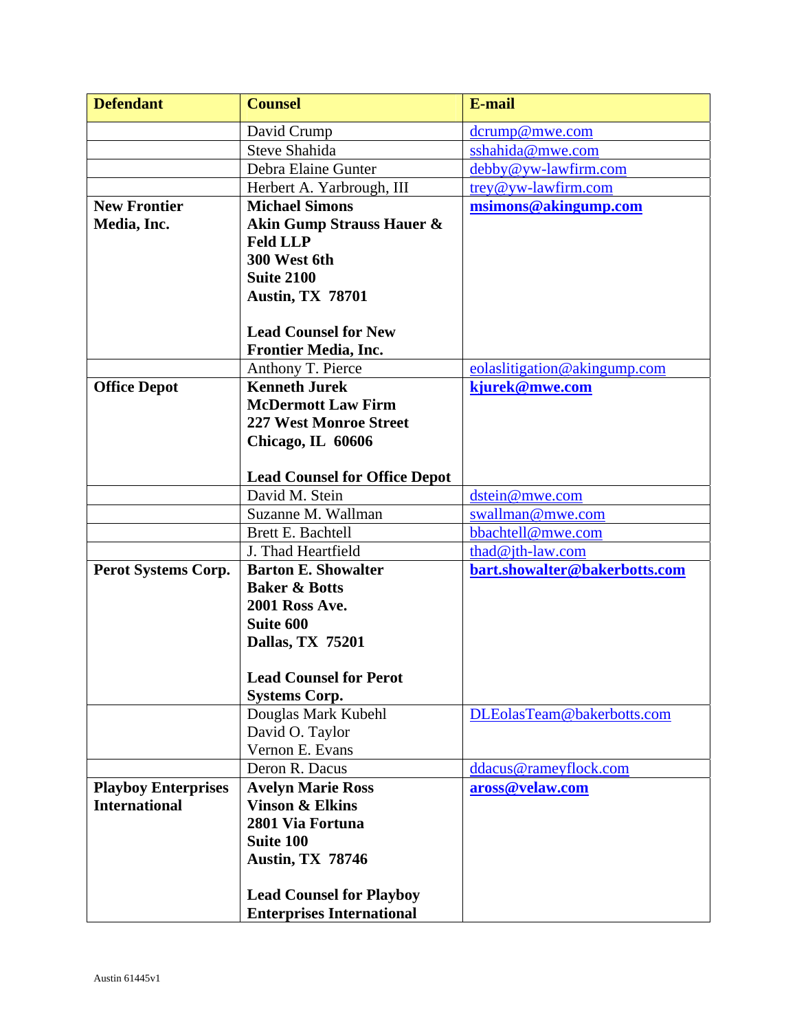| **Defendant** | **Counsel** | **E-mail** |
|---|---|---|
| | David Crump | dcrump@mwe.com |
| | Steve Shahida | sshahida@mwe.com |
| | Debra Elaine Gunter | debby@yw-lawfirm.com |
| | Herbert A. Yarbrough, III | trey@yw-lawfirm.com |
| **New Frontier Media, Inc.** | **Michael Simons**<br>**Akin Gump Strauss Hauer & Feld LLP**<br>**300 West 6th**<br>**Suite 2100**<br>**Austin, TX 78701**<br><br>**Lead Counsel for New Frontier Media, Inc.** | **msimons@akingump.com** |
| | Anthony T. Pierce | eolaslitigation@akingump.com |
| **Office Depot** | **Kenneth Jurek**<br>**McDermott Law Firm**<br>**227 West Monroe Street**<br>**Chicago, IL 60606**<br><br>**Lead Counsel for Office Depot** | **kjurek@mwe.com** |
| | David M. Stein | dstein@mwe.com |
| | Suzanne M. Wallman | swallman@mwe.com |
| | Brett E. Bachtell | bbachtell@mwe.com |
| | J. Thad Heartfield | thad@jth-law.com |
| **Perot Systems Corp.** | **Barton E. Showalter**<br>**Baker & Botts**<br>**2001 Ross Ave.**<br>**Suite 600**<br>**Dallas, TX 75201**<br><br>**Lead Counsel for Perot Systems Corp.** | **bart.showalter@bakerbotts.com** |
| | Douglas Mark Kubehl<br>David O. Taylor<br>Vernon E. Evans | DLEolasTeam@bakerbotts.com |
| | Deron R. Dacus | ddacus@rameyflock.com |
| **Playboy Enterprises International** | **Avelyn Marie Ross**<br>**Vinson & Elkins**<br>**2801 Via Fortuna**<br>**Suite 100**<br>**Austin, TX 78746**<br><br>**Lead Counsel for Playboy Enterprises International** | **aross@velaw.com** |

Austin 61445v1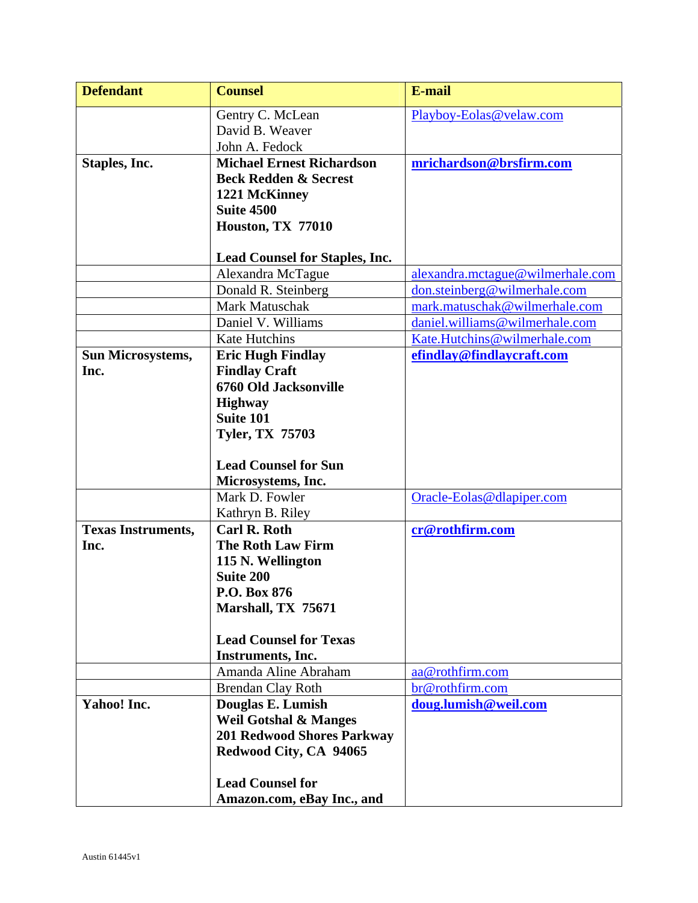| Defendant | Counsel | E-mail |
|---|---|---|
| | Gentry C. McLean<br>David B. Weaver<br>John A. Fedock | Playboy-Eolas@velaw.com |
| **Staples, Inc.** | **Michael Ernest Richardson**<br>**Beck Redden & Secrest**<br>**1221 McKinney**<br>**Suite 4500**<br>**Houston, TX 77010**<br><br>**Lead Counsel for Staples, Inc.** | **mrichardson@brsfirm.com** |
| | Alexandra McTague | alexandra.mctague@wilmerhale.com |
| | Donald R. Steinberg | don.steinberg@wilmerhale.com |
| | Mark Matuschak | mark.matuschak@wilmerhale.com |
| | Daniel V. Williams | daniel.williams@wilmerhale.com |
| | Kate Hutchins | Kate.Hutchins@wilmerhale.com |
| **Sun Microsystems, Inc.** | **Eric Hugh Findlay**<br>**Findlay Craft**<br>**6760 Old Jacksonville Highway**<br>**Suite 101**<br>**Tyler, TX 75703**<br><br>**Lead Counsel for Sun Microsystems, Inc.** | **efindlay@findlaycraft.com** |
| | Mark D. Fowler<br>Kathryn B. Riley | Oracle-Eolas@dlapiper.com |
| **Texas Instruments, Inc.** | **Carl R. Roth**<br>**The Roth Law Firm**<br>**115 N. Wellington**<br>**Suite 200**<br>**P.O. Box 876**<br>**Marshall, TX 75671**<br><br>**Lead Counsel for Texas Instruments, Inc.** | **cr@rothfirm.com** |
| | Amanda Aline Abraham | aa@rothfirm.com |
| | Brendan Clay Roth | br@rothfirm.com |
| **Yahoo! Inc.** | **Douglas E. Lumish**<br>**Weil Gotshal & Manges**<br>**201 Redwood Shores Parkway**<br>**Redwood City, CA 94065**<br><br>**Lead Counsel for Amazon.com, eBay Inc., and** | **doug.lumish@weil.com** |

Austin 61445v1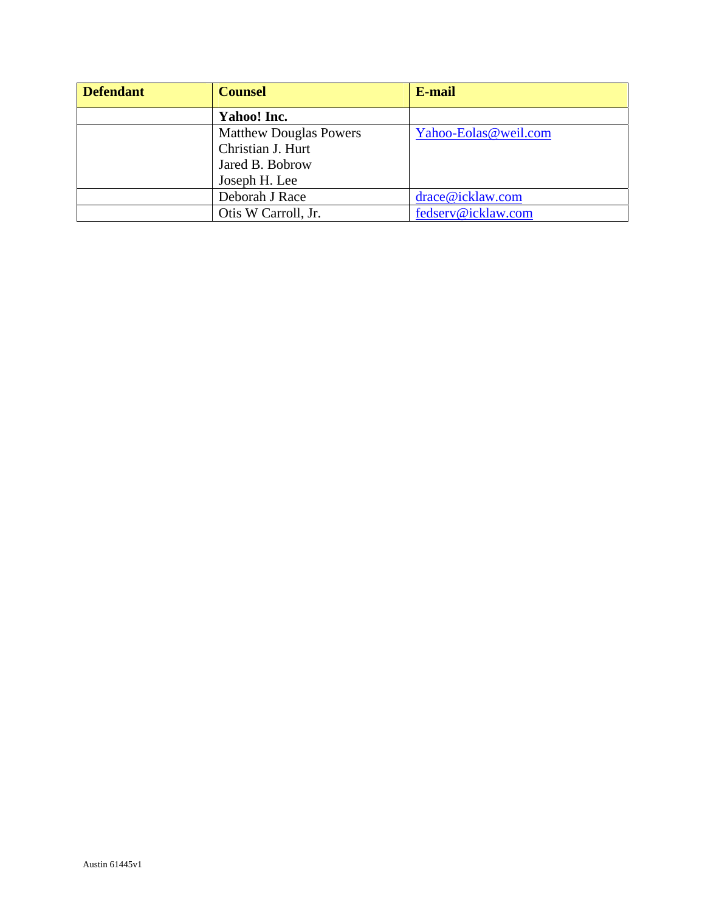| Defendant | Counsel | E-mail |
|---|---|---|
| | **Yahoo! Inc.** | |
| | Matthew Douglas Powers<br>Christian J. Hurt<br>Jared B. Bobrow<br>Joseph H. Lee | Yahoo-Eolas@weil.com |
| | Deborah J Race | drace@icklaw.com |
| | Otis W Carroll, Jr. | fedserv@icklaw.com |

Austin 61445v1